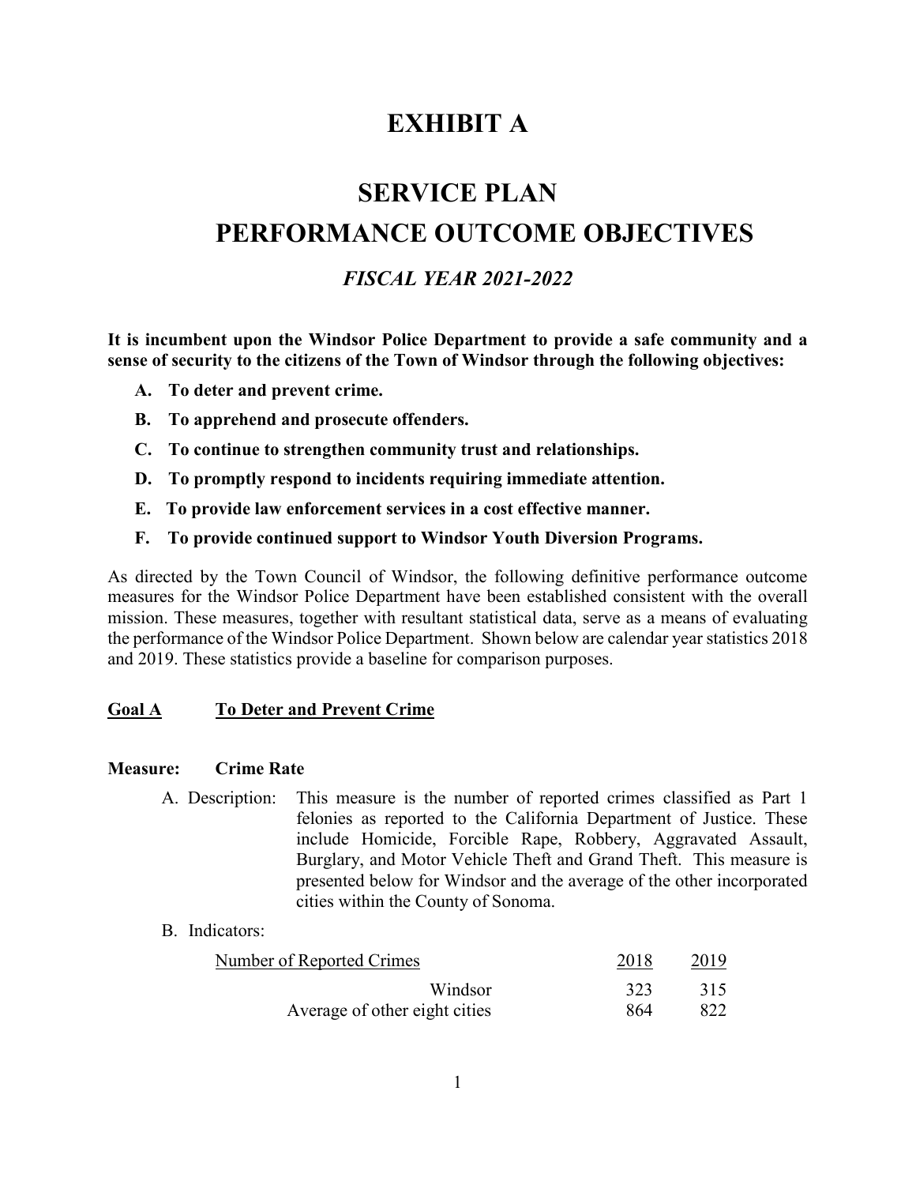# EXHIBIT A

# SERVICE PLAN
# PERFORMANCE OUTCOME OBJECTIVES

### *FISCAL YEAR 2021-2022*

**It is incumbent upon the Windsor Police Department to provide a safe community and a sense of security to the citizens of the Town of Windsor through the following objectives:**

- **A. To deter and prevent crime.**
- **B. To apprehend and prosecute offenders.**
- **C. To continue to strengthen community trust and relationships.**
- **D. To promptly respond to incidents requiring immediate attention.**
- **E. To provide law enforcement services in a cost effective manner.**
- **F. To provide continued support to Windsor Youth Diversion Programs.**

As directed by the Town Council of Windsor, the following definitive performance outcome measures for the Windsor Police Department have been established consistent with the overall mission. These measures, together with resultant statistical data, serve as a means of evaluating the performance of the Windsor Police Department. Shown below are calendar year statistics 2018 and 2019. These statistics provide a baseline for comparison purposes.

**Goal A — To Deter and Prevent Crime**

**Measure: Crime Rate**

A. Description: This measure is the number of reported crimes classified as Part 1 felonies as reported to the California Department of Justice. These include Homicide, Forcible Rape, Robbery, Aggravated Assault, Burglary, and Motor Vehicle Theft and Grand Theft. This measure is presented below for Windsor and the average of the other incorporated cities within the County of Sonoma.

B. Indicators:

| Number of Reported Crimes | 2018 | 2019 |
|---|---|---|
| Windsor | 323 | 315 |
| Average of other eight cities | 864 | 822 |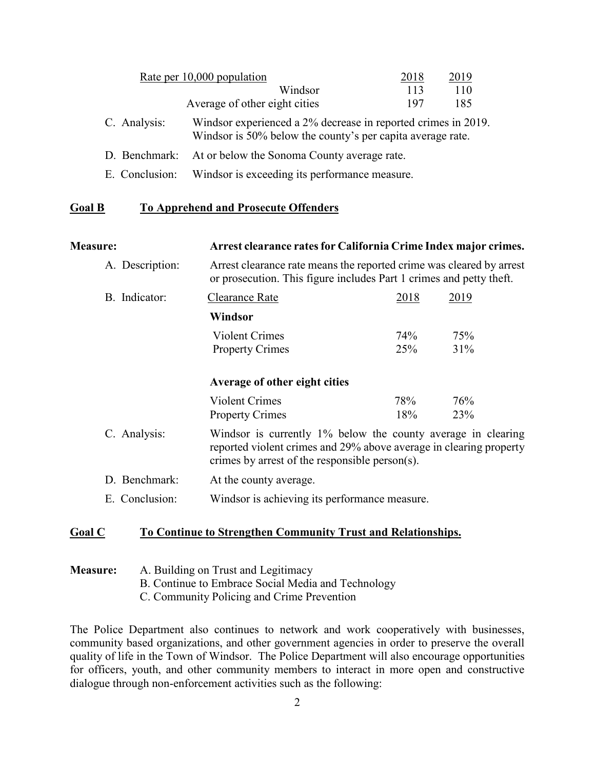| Rate per 10,000 population | 2018 | 2019 |
|---|---|---|
| Windsor | 113 | 110 |
| Average of other eight cities | 197 | 185 |

C. Analysis: Windsor experienced a 2% decrease in reported crimes in 2019. Windsor is 50% below the county's per capita average rate.

D. Benchmark: At or below the Sonoma County average rate.

E. Conclusion: Windsor is exceeding its performance measure.

## Goal B To Apprehend and Prosecute Offenders

**Measure: Arrest clearance rates for California Crime Index major crimes.**

A. Description: Arrest clearance rate means the reported crime was cleared by arrest or prosecution. This figure includes Part 1 crimes and petty theft.

B. Indicator:

| Clearance Rate | 2018 | 2019 |
|---|---|---|
| **Windsor** | | |
| Violent Crimes | 74% | 75% |
| Property Crimes | 25% | 31% |
| **Average of other eight cities** | | |
| Violent Crimes | 78% | 76% |
| Property Crimes | 18% | 23% |

C. Analysis: Windsor is currently 1% below the county average in clearing reported violent crimes and 29% above average in clearing property crimes by arrest of the responsible person(s).

D. Benchmark: At the county average.

E. Conclusion: Windsor is achieving its performance measure.

## Goal C To Continue to Strengthen Community Trust and Relationships.

**Measure:**
A. Building on Trust and Legitimacy
B. Continue to Embrace Social Media and Technology
C. Community Policing and Crime Prevention

The Police Department also continues to network and work cooperatively with businesses, community based organizations, and other government agencies in order to preserve the overall quality of life in the Town of Windsor. The Police Department will also encourage opportunities for officers, youth, and other community members to interact in more open and constructive dialogue through non-enforcement activities such as the following: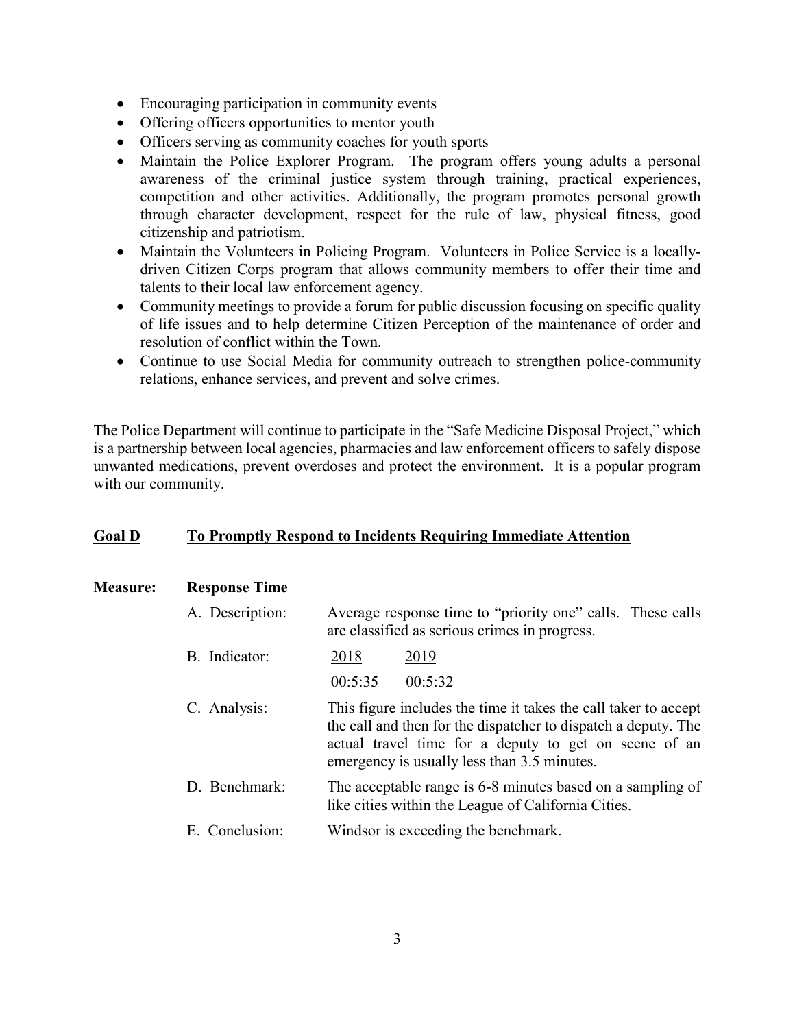- Encouraging participation in community events
- Offering officers opportunities to mentor youth
- Officers serving as community coaches for youth sports
- Maintain the Police Explorer Program. The program offers young adults a personal awareness of the criminal justice system through training, practical experiences, competition and other activities. Additionally, the program promotes personal growth through character development, respect for the rule of law, physical fitness, good citizenship and patriotism.
- Maintain the Volunteers in Policing Program. Volunteers in Police Service is a locally-driven Citizen Corps program that allows community members to offer their time and talents to their local law enforcement agency.
- Community meetings to provide a forum for public discussion focusing on specific quality of life issues and to help determine Citizen Perception of the maintenance of order and resolution of conflict within the Town.
- Continue to use Social Media for community outreach to strengthen police-community relations, enhance services, and prevent and solve crimes.

The Police Department will continue to participate in the "Safe Medicine Disposal Project," which is a partnership between local agencies, pharmacies and law enforcement officers to safely dispose unwanted medications, prevent overdoses and protect the environment. It is a popular program with our community.

## **Goal D** **To Promptly Respond to Incidents Requiring Immediate Attention**

**Measure:** **Response Time**

A. Description: Average response time to "priority one" calls. These calls are classified as serious crimes in progress.

B. Indicator:

| 2018 | 2019 |
|---|---|
| 00:5:35 | 00:5:32 |

C. Analysis: This figure includes the time it takes the call taker to accept the call and then for the dispatcher to dispatch a deputy. The actual travel time for a deputy to get on scene of an emergency is usually less than 3.5 minutes.

D. Benchmark: The acceptable range is 6-8 minutes based on a sampling of like cities within the League of California Cities.

E. Conclusion: Windsor is exceeding the benchmark.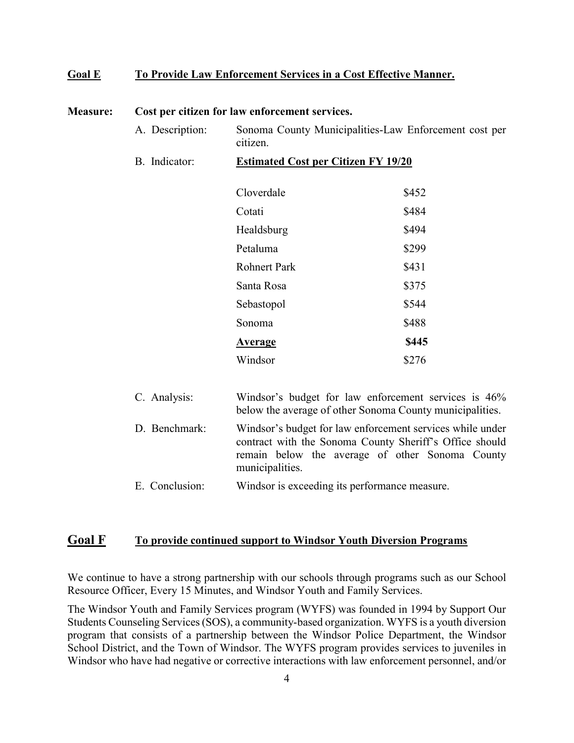## Goal E To Provide Law Enforcement Services in a Cost Effective Manner.

**Measure: Cost per citizen for law enforcement services.**

A. Description: Sonoma County Municipalities-Law Enforcement cost per citizen.

B. Indicator: **Estimated Cost per Citizen FY 19/20**

| Municipality | Cost |
|---|---|
| Cloverdale | $452 |
| Cotati | $484 |
| Healdsburg | $494 |
| Petaluma | $299 |
| Rohnert Park | $431 |
| Santa Rosa | $375 |
| Sebastopol | $544 |
| Sonoma | $488 |
| **Average** | **$445** |
| Windsor | $276 |

C. Analysis: Windsor's budget for law enforcement services is 46% below the average of other Sonoma County municipalities.

D. Benchmark: Windsor's budget for law enforcement services while under contract with the Sonoma County Sheriff's Office should remain below the average of other Sonoma County municipalities.

E. Conclusion: Windsor is exceeding its performance measure.

## Goal F To provide continued support to Windsor Youth Diversion Programs

We continue to have a strong partnership with our schools through programs such as our School Resource Officer, Every 15 Minutes, and Windsor Youth and Family Services.

The Windsor Youth and Family Services program (WYFS) was founded in 1994 by Support Our Students Counseling Services (SOS), a community-based organization. WYFS is a youth diversion program that consists of a partnership between the Windsor Police Department, the Windsor School District, and the Town of Windsor. The WYFS program provides services to juveniles in Windsor who have had negative or corrective interactions with law enforcement personnel, and/or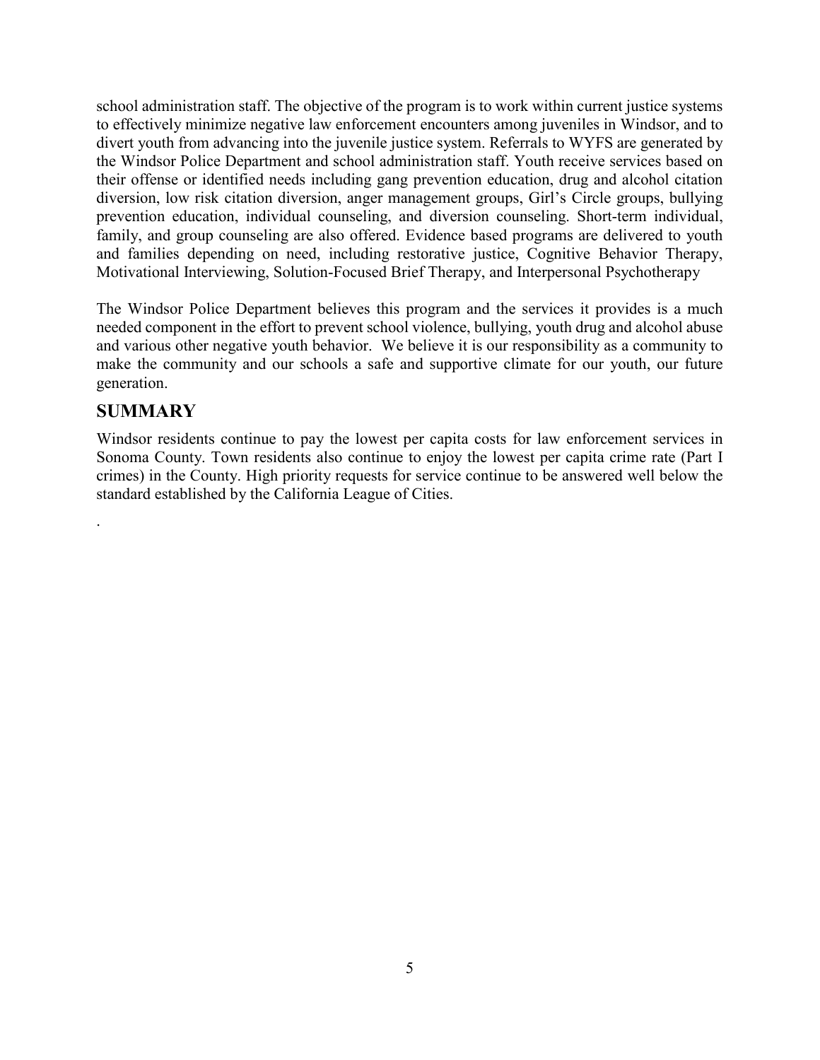school administration staff. The objective of the program is to work within current justice systems to effectively minimize negative law enforcement encounters among juveniles in Windsor, and to divert youth from advancing into the juvenile justice system. Referrals to WYFS are generated by the Windsor Police Department and school administration staff. Youth receive services based on their offense or identified needs including gang prevention education, drug and alcohol citation diversion, low risk citation diversion, anger management groups, Girl's Circle groups, bullying prevention education, individual counseling, and diversion counseling. Short-term individual, family, and group counseling are also offered. Evidence based programs are delivered to youth and families depending on need, including restorative justice, Cognitive Behavior Therapy, Motivational Interviewing, Solution-Focused Brief Therapy, and Interpersonal Psychotherapy

The Windsor Police Department believes this program and the services it provides is a much needed component in the effort to prevent school violence, bullying, youth drug and alcohol abuse and various other negative youth behavior. We believe it is our responsibility as a community to make the community and our schools a safe and supportive climate for our youth, our future generation.

## SUMMARY

Windsor residents continue to pay the lowest per capita costs for law enforcement services in Sonoma County. Town residents also continue to enjoy the lowest per capita crime rate (Part I crimes) in the County. High priority requests for service continue to be answered well below the standard established by the California League of Cities.

.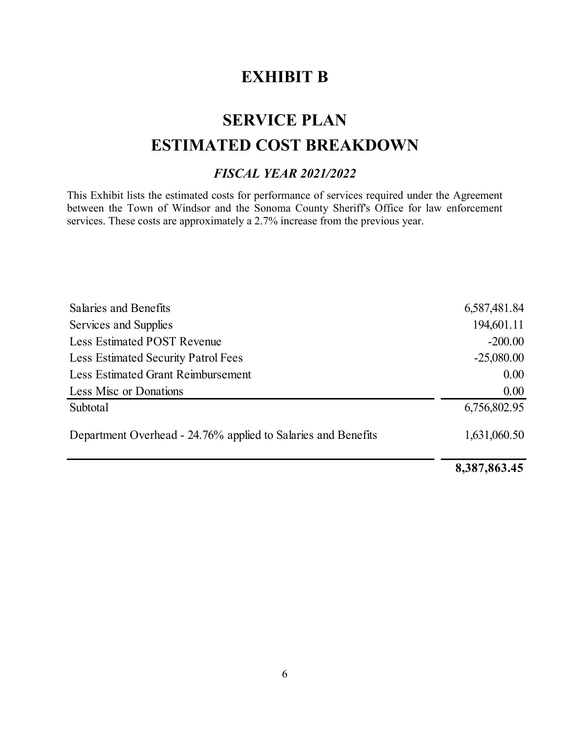# EXHIBIT B

# SERVICE PLAN
# ESTIMATED COST BREAKDOWN

### *FISCAL YEAR 2021/2022*

This Exhibit lists the estimated costs for performance of services required under the Agreement between the Town of Windsor and the Sonoma County Sheriff's Office for law enforcement services. These costs are approximately a 2.7% increase from the previous year.

| | |
|---|---:|
| Salaries and Benefits | 6,587,481.84 |
| Services and Supplies | 194,601.11 |
| Less Estimated POST Revenue | -200.00 |
| Less Estimated Security Patrol Fees | -25,080.00 |
| Less Estimated Grant Reimbursement | 0.00 |
| Less Misc or Donations | 0.00 |
| Subtotal | 6,756,802.95 |
| Department Overhead - 24.76% applied to Salaries and Benefits | 1,631,060.50 |
| | **8,387,863.45** |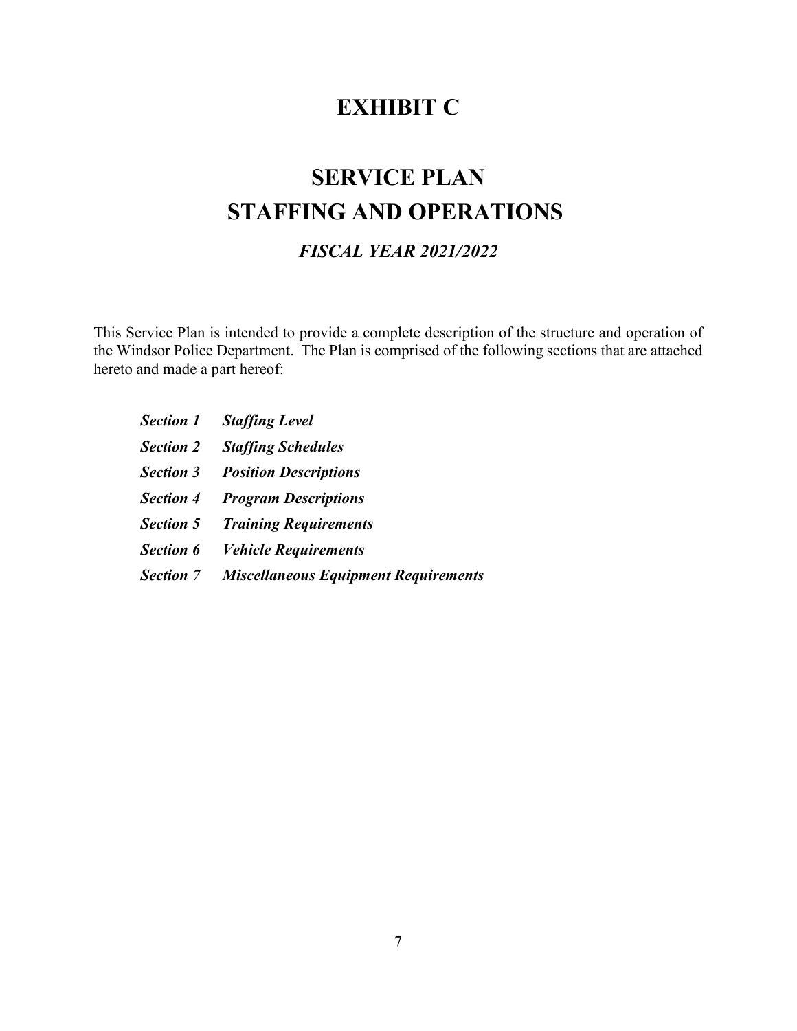# EXHIBIT C

# SERVICE PLAN
# STAFFING AND OPERATIONS

### *FISCAL YEAR 2021/2022*

This Service Plan is intended to provide a complete description of the structure and operation of the Windsor Police Department. The Plan is comprised of the following sections that are attached hereto and made a part hereof:

- ***Section 1 Staffing Level***
- ***Section 2 Staffing Schedules***
- ***Section 3 Position Descriptions***
- ***Section 4 Program Descriptions***
- ***Section 5 Training Requirements***
- ***Section 6 Vehicle Requirements***
- ***Section 7 Miscellaneous Equipment Requirements***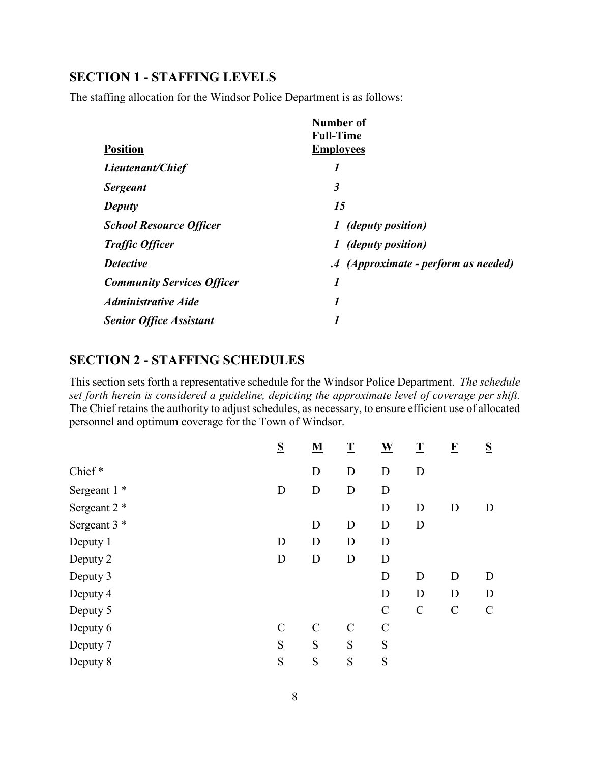## SECTION 1 - STAFFING LEVELS

The staffing allocation for the Windsor Police Department is as follows:

| Position | Number of Full-Time Employees |
|---|---|
| ***Lieutenant/Chief*** | ***1*** |
| ***Sergeant*** | ***3*** |
| ***Deputy*** | ***15*** |
| ***School Resource Officer*** | ***1 (deputy position)*** |
| ***Traffic Officer*** | ***1 (deputy position)*** |
| ***Detective*** | ***.4 (Approximate - perform as needed)*** |
| ***Community Services Officer*** | ***1*** |
| ***Administrative Aide*** | ***1*** |
| ***Senior Office Assistant*** | ***1*** |

## SECTION 2 - STAFFING SCHEDULES

This section sets forth a representative schedule for the Windsor Police Department. *The schedule set forth herein is considered a guideline, depicting the approximate level of coverage per shift.* The Chief retains the authority to adjust schedules, as necessary, to ensure efficient use of allocated personnel and optimum coverage for the Town of Windsor.

| | S | M | T | W | T | F | S |
|---|---|---|---|---|---|---|---|
| Chief * | | D | D | D | D | | |
| Sergeant 1 * | D | D | D | D | | | |
| Sergeant 2 * | | | | D | D | D | D |
| Sergeant 3 * | | D | D | D | D | | |
| Deputy 1 | D | D | D | D | | | |
| Deputy 2 | D | D | D | D | | | |
| Deputy 3 | | | | D | D | D | D |
| Deputy 4 | | | | D | D | D | D |
| Deputy 5 | | | | C | C | C | C |
| Deputy 6 | C | C | C | C | | | |
| Deputy 7 | S | S | S | S | | | |
| Deputy 8 | S | S | S | S | | | |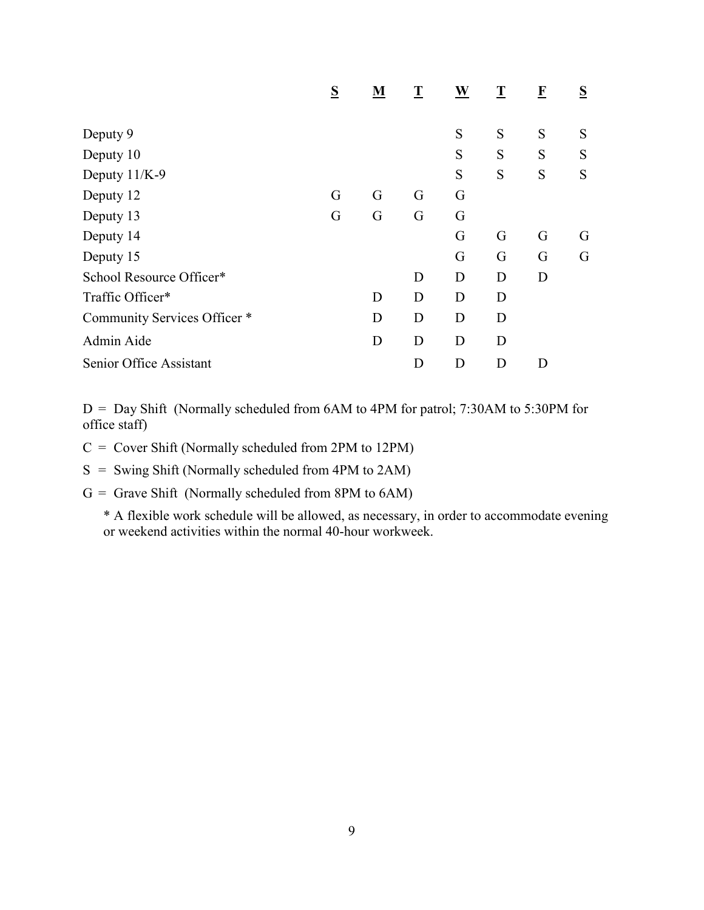| | S | M | T | W | T | F | S |
|---|---|---|---|---|---|---|---|
| Deputy 9 | | | | S | S | S | S |
| Deputy 10 | | | | S | S | S | S |
| Deputy 11/K-9 | | | | S | S | S | S |
| Deputy 12 | G | G | G | G | | | |
| Deputy 13 | G | G | G | G | | | |
| Deputy 14 | | | | G | G | G | G |
| Deputy 15 | | | | G | G | G | G |
| School Resource Officer* | | | D | D | D | D | |
| Traffic Officer* | | D | D | D | D | | |
| Community Services Officer * | | D | D | D | D | | |
| Admin Aide | | D | D | D | D | | |
| Senior Office Assistant | | | D | D | D | D | |

D = Day Shift (Normally scheduled from 6AM to 4PM for patrol; 7:30AM to 5:30PM for office staff)

C = Cover Shift (Normally scheduled from 2PM to 12PM)

S = Swing Shift (Normally scheduled from 4PM to 2AM)

G = Grave Shift (Normally scheduled from 8PM to 6AM)

* A flexible work schedule will be allowed, as necessary, in order to accommodate evening or weekend activities within the normal 40-hour workweek.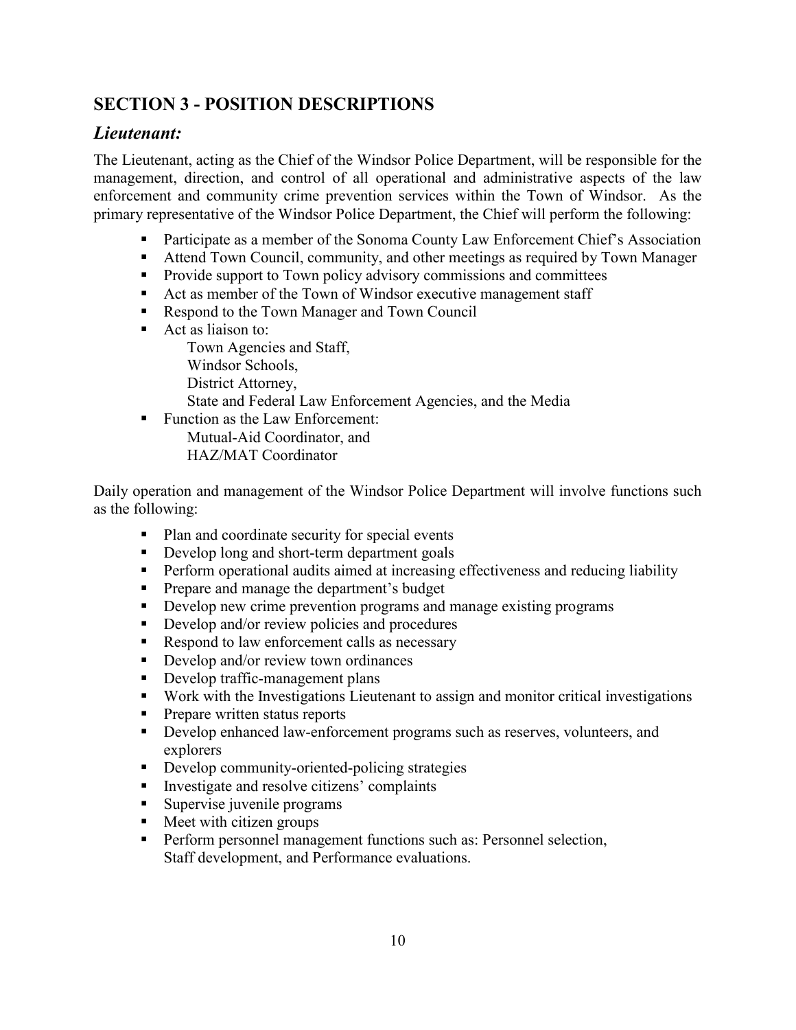## SECTION 3 - POSITION DESCRIPTIONS

### *Lieutenant:*

The Lieutenant, acting as the Chief of the Windsor Police Department, will be responsible for the management, direction, and control of all operational and administrative aspects of the law enforcement and community crime prevention services within the Town of Windsor. As the primary representative of the Windsor Police Department, the Chief will perform the following:

- Participate as a member of the Sonoma County Law Enforcement Chief's Association
- Attend Town Council, community, and other meetings as required by Town Manager
- Provide support to Town policy advisory commissions and committees
- Act as member of the Town of Windsor executive management staff
- Respond to the Town Manager and Town Council
- Act as liaison to:
  Town Agencies and Staff,
  Windsor Schools,
  District Attorney,
  State and Federal Law Enforcement Agencies, and the Media
- Function as the Law Enforcement:
  Mutual-Aid Coordinator, and
  HAZ/MAT Coordinator

Daily operation and management of the Windsor Police Department will involve functions such as the following:

- Plan and coordinate security for special events
- Develop long and short-term department goals
- Perform operational audits aimed at increasing effectiveness and reducing liability
- Prepare and manage the department's budget
- Develop new crime prevention programs and manage existing programs
- Develop and/or review policies and procedures
- Respond to law enforcement calls as necessary
- Develop and/or review town ordinances
- Develop traffic-management plans
- Work with the Investigations Lieutenant to assign and monitor critical investigations
- Prepare written status reports
- Develop enhanced law-enforcement programs such as reserves, volunteers, and explorers
- Develop community-oriented-policing strategies
- Investigate and resolve citizens' complaints
- Supervise juvenile programs
- Meet with citizen groups
- Perform personnel management functions such as: Personnel selection, Staff development, and Performance evaluations.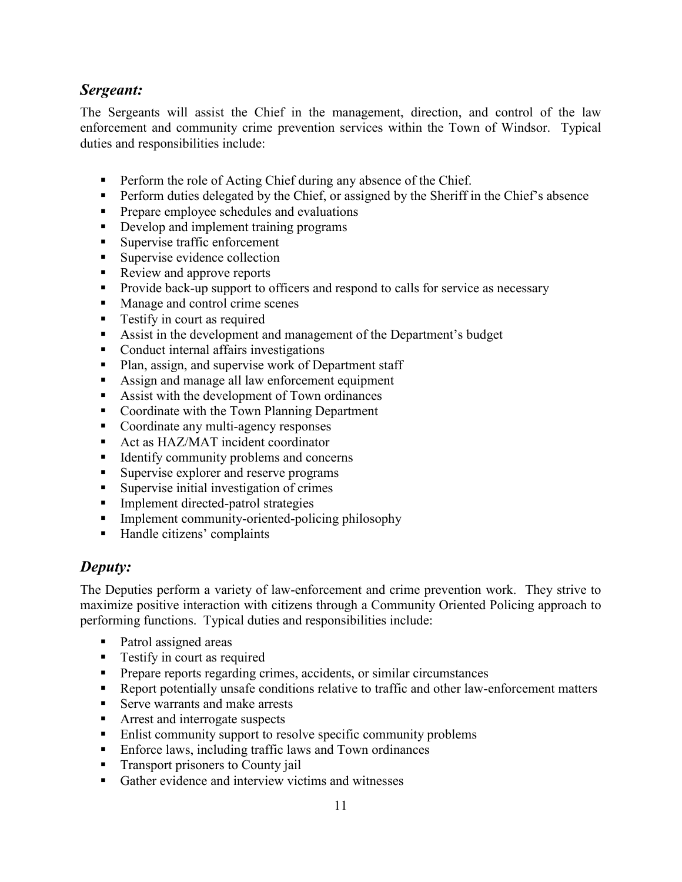## *Sergeant:*

The Sergeants will assist the Chief in the management, direction, and control of the law enforcement and community crime prevention services within the Town of Windsor. Typical duties and responsibilities include:

- Perform the role of Acting Chief during any absence of the Chief.
- Perform duties delegated by the Chief, or assigned by the Sheriff in the Chief's absence
- Prepare employee schedules and evaluations
- Develop and implement training programs
- Supervise traffic enforcement
- Supervise evidence collection
- Review and approve reports
- Provide back-up support to officers and respond to calls for service as necessary
- Manage and control crime scenes
- Testify in court as required
- Assist in the development and management of the Department's budget
- Conduct internal affairs investigations
- Plan, assign, and supervise work of Department staff
- Assign and manage all law enforcement equipment
- Assist with the development of Town ordinances
- Coordinate with the Town Planning Department
- Coordinate any multi-agency responses
- Act as HAZ/MAT incident coordinator
- Identify community problems and concerns
- Supervise explorer and reserve programs
- Supervise initial investigation of crimes
- Implement directed-patrol strategies
- Implement community-oriented-policing philosophy
- Handle citizens' complaints

## *Deputy:*

The Deputies perform a variety of law-enforcement and crime prevention work. They strive to maximize positive interaction with citizens through a Community Oriented Policing approach to performing functions. Typical duties and responsibilities include:

- Patrol assigned areas
- Testify in court as required
- Prepare reports regarding crimes, accidents, or similar circumstances
- Report potentially unsafe conditions relative to traffic and other law-enforcement matters
- Serve warrants and make arrests
- Arrest and interrogate suspects
- Enlist community support to resolve specific community problems
- Enforce laws, including traffic laws and Town ordinances
- Transport prisoners to County jail
- Gather evidence and interview victims and witnesses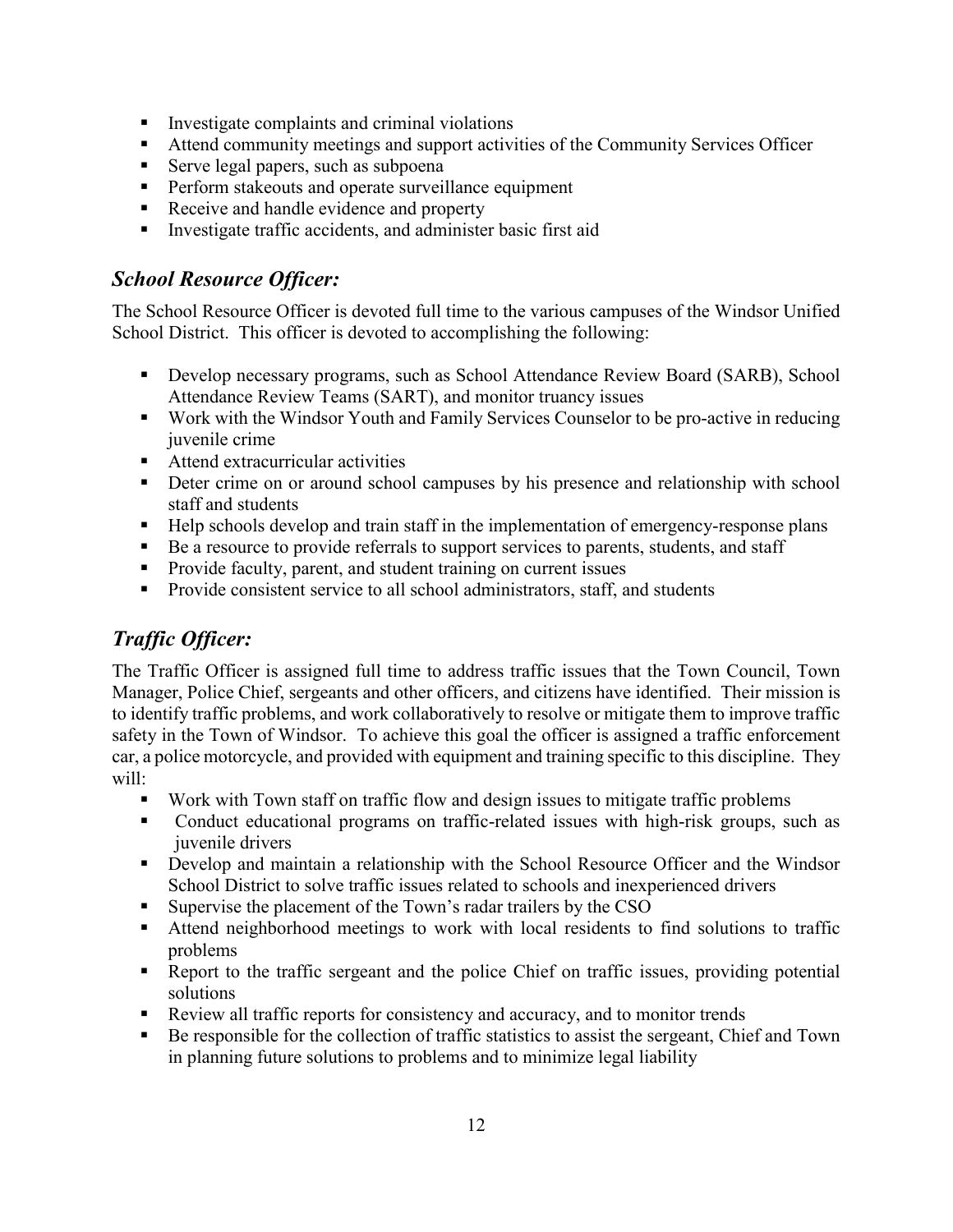- Investigate complaints and criminal violations
- Attend community meetings and support activities of the Community Services Officer
- Serve legal papers, such as subpoena
- Perform stakeouts and operate surveillance equipment
- Receive and handle evidence and property
- Investigate traffic accidents, and administer basic first aid

## *School Resource Officer:*

The School Resource Officer is devoted full time to the various campuses of the Windsor Unified School District. This officer is devoted to accomplishing the following:

- Develop necessary programs, such as School Attendance Review Board (SARB), School Attendance Review Teams (SART), and monitor truancy issues
- Work with the Windsor Youth and Family Services Counselor to be pro-active in reducing juvenile crime
- Attend extracurricular activities
- Deter crime on or around school campuses by his presence and relationship with school staff and students
- Help schools develop and train staff in the implementation of emergency-response plans
- Be a resource to provide referrals to support services to parents, students, and staff
- Provide faculty, parent, and student training on current issues
- Provide consistent service to all school administrators, staff, and students

## *Traffic Officer:*

The Traffic Officer is assigned full time to address traffic issues that the Town Council, Town Manager, Police Chief, sergeants and other officers, and citizens have identified. Their mission is to identify traffic problems, and work collaboratively to resolve or mitigate them to improve traffic safety in the Town of Windsor. To achieve this goal the officer is assigned a traffic enforcement car, a police motorcycle, and provided with equipment and training specific to this discipline. They will:

- Work with Town staff on traffic flow and design issues to mitigate traffic problems
- Conduct educational programs on traffic-related issues with high-risk groups, such as juvenile drivers
- Develop and maintain a relationship with the School Resource Officer and the Windsor School District to solve traffic issues related to schools and inexperienced drivers
- Supervise the placement of the Town's radar trailers by the CSO
- Attend neighborhood meetings to work with local residents to find solutions to traffic problems
- Report to the traffic sergeant and the police Chief on traffic issues, providing potential solutions
- Review all traffic reports for consistency and accuracy, and to monitor trends
- Be responsible for the collection of traffic statistics to assist the sergeant, Chief and Town in planning future solutions to problems and to minimize legal liability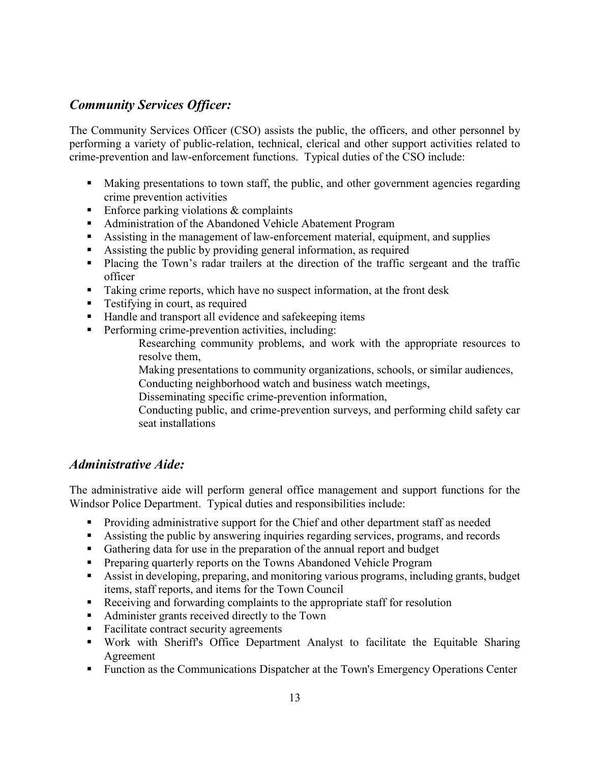## *Community Services Officer:*

The Community Services Officer (CSO) assists the public, the officers, and other personnel by performing a variety of public-relation, technical, clerical and other support activities related to crime-prevention and law-enforcement functions. Typical duties of the CSO include:

- Making presentations to town staff, the public, and other government agencies regarding crime prevention activities
- Enforce parking violations & complaints
- Administration of the Abandoned Vehicle Abatement Program
- Assisting in the management of law-enforcement material, equipment, and supplies
- Assisting the public by providing general information, as required
- Placing the Town's radar trailers at the direction of the traffic sergeant and the traffic officer
- Taking crime reports, which have no suspect information, at the front desk
- Testifying in court, as required
- Handle and transport all evidence and safekeeping items
- Performing crime-prevention activities, including:

  Researching community problems, and work with the appropriate resources to resolve them,

  Making presentations to community organizations, schools, or similar audiences,

  Conducting neighborhood watch and business watch meetings,

  Disseminating specific crime-prevention information,

  Conducting public, and crime-prevention surveys, and performing child safety car seat installations

## *Administrative Aide:*

The administrative aide will perform general office management and support functions for the Windsor Police Department. Typical duties and responsibilities include:

- Providing administrative support for the Chief and other department staff as needed
- Assisting the public by answering inquiries regarding services, programs, and records
- Gathering data for use in the preparation of the annual report and budget
- Preparing quarterly reports on the Towns Abandoned Vehicle Program
- Assist in developing, preparing, and monitoring various programs, including grants, budget items, staff reports, and items for the Town Council
- Receiving and forwarding complaints to the appropriate staff for resolution
- Administer grants received directly to the Town
- Facilitate contract security agreements
- Work with Sheriff's Office Department Analyst to facilitate the Equitable Sharing Agreement
- Function as the Communications Dispatcher at the Town's Emergency Operations Center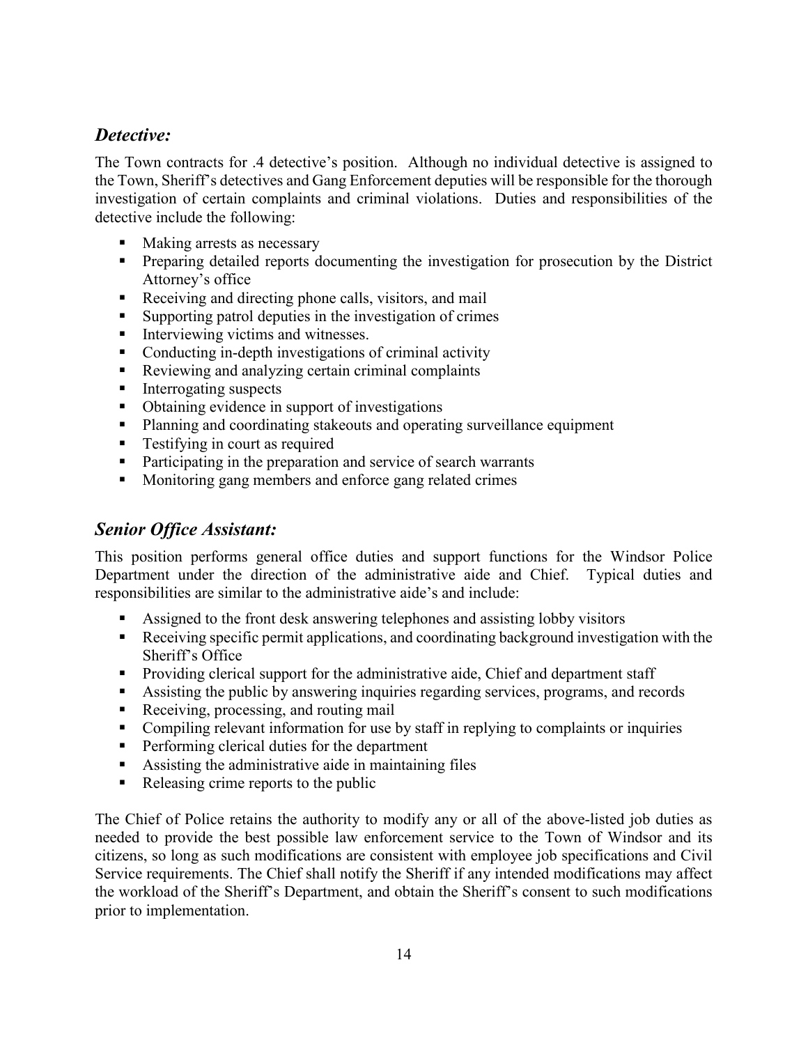## *Detective:*

The Town contracts for .4 detective's position. Although no individual detective is assigned to the Town, Sheriff's detectives and Gang Enforcement deputies will be responsible for the thorough investigation of certain complaints and criminal violations. Duties and responsibilities of the detective include the following:

- Making arrests as necessary
- Preparing detailed reports documenting the investigation for prosecution by the District Attorney's office
- Receiving and directing phone calls, visitors, and mail
- Supporting patrol deputies in the investigation of crimes
- Interviewing victims and witnesses.
- Conducting in-depth investigations of criminal activity
- Reviewing and analyzing certain criminal complaints
- Interrogating suspects
- Obtaining evidence in support of investigations
- Planning and coordinating stakeouts and operating surveillance equipment
- Testifying in court as required
- Participating in the preparation and service of search warrants
- Monitoring gang members and enforce gang related crimes

## *Senior Office Assistant:*

This position performs general office duties and support functions for the Windsor Police Department under the direction of the administrative aide and Chief. Typical duties and responsibilities are similar to the administrative aide's and include:

- Assigned to the front desk answering telephones and assisting lobby visitors
- Receiving specific permit applications, and coordinating background investigation with the Sheriff's Office
- Providing clerical support for the administrative aide, Chief and department staff
- Assisting the public by answering inquiries regarding services, programs, and records
- Receiving, processing, and routing mail
- Compiling relevant information for use by staff in replying to complaints or inquiries
- Performing clerical duties for the department
- Assisting the administrative aide in maintaining files
- Releasing crime reports to the public

The Chief of Police retains the authority to modify any or all of the above-listed job duties as needed to provide the best possible law enforcement service to the Town of Windsor and its citizens, so long as such modifications are consistent with employee job specifications and Civil Service requirements. The Chief shall notify the Sheriff if any intended modifications may affect the workload of the Sheriff's Department, and obtain the Sheriff's consent to such modifications prior to implementation.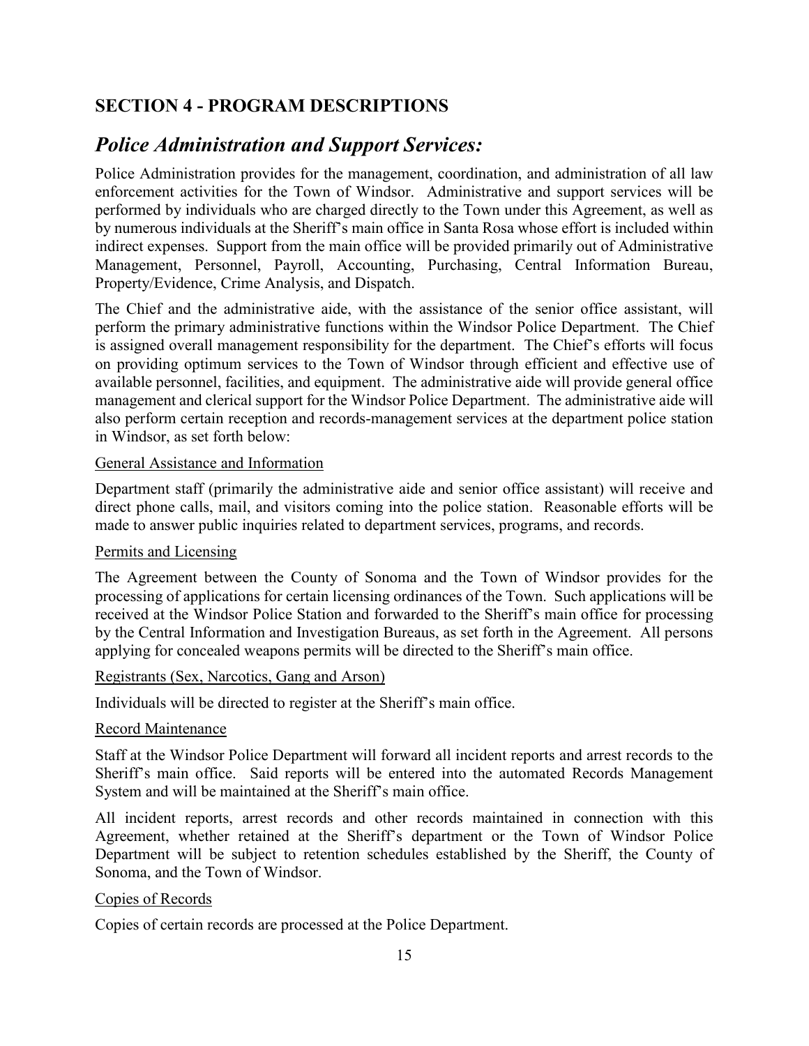## SECTION 4 - PROGRAM DESCRIPTIONS

# *Police Administration and Support Services:*

Police Administration provides for the management, coordination, and administration of all law enforcement activities for the Town of Windsor. Administrative and support services will be performed by individuals who are charged directly to the Town under this Agreement, as well as by numerous individuals at the Sheriff's main office in Santa Rosa whose effort is included within indirect expenses. Support from the main office will be provided primarily out of Administrative Management, Personnel, Payroll, Accounting, Purchasing, Central Information Bureau, Property/Evidence, Crime Analysis, and Dispatch.

The Chief and the administrative aide, with the assistance of the senior office assistant, will perform the primary administrative functions within the Windsor Police Department. The Chief is assigned overall management responsibility for the department. The Chief's efforts will focus on providing optimum services to the Town of Windsor through efficient and effective use of available personnel, facilities, and equipment. The administrative aide will provide general office management and clerical support for the Windsor Police Department. The administrative aide will also perform certain reception and records-management services at the department police station in Windsor, as set forth below:

<u>General Assistance and Information</u>

Department staff (primarily the administrative aide and senior office assistant) will receive and direct phone calls, mail, and visitors coming into the police station. Reasonable efforts will be made to answer public inquiries related to department services, programs, and records.

<u>Permits and Licensing</u>

The Agreement between the County of Sonoma and the Town of Windsor provides for the processing of applications for certain licensing ordinances of the Town. Such applications will be received at the Windsor Police Station and forwarded to the Sheriff's main office for processing by the Central Information and Investigation Bureaus, as set forth in the Agreement. All persons applying for concealed weapons permits will be directed to the Sheriff's main office.

<u>Registrants (Sex, Narcotics, Gang and Arson)</u>

Individuals will be directed to register at the Sheriff's main office.

<u>Record Maintenance</u>

Staff at the Windsor Police Department will forward all incident reports and arrest records to the Sheriff's main office. Said reports will be entered into the automated Records Management System and will be maintained at the Sheriff's main office.

All incident reports, arrest records and other records maintained in connection with this Agreement, whether retained at the Sheriff's department or the Town of Windsor Police Department will be subject to retention schedules established by the Sheriff, the County of Sonoma, and the Town of Windsor.

<u>Copies of Records</u>

Copies of certain records are processed at the Police Department.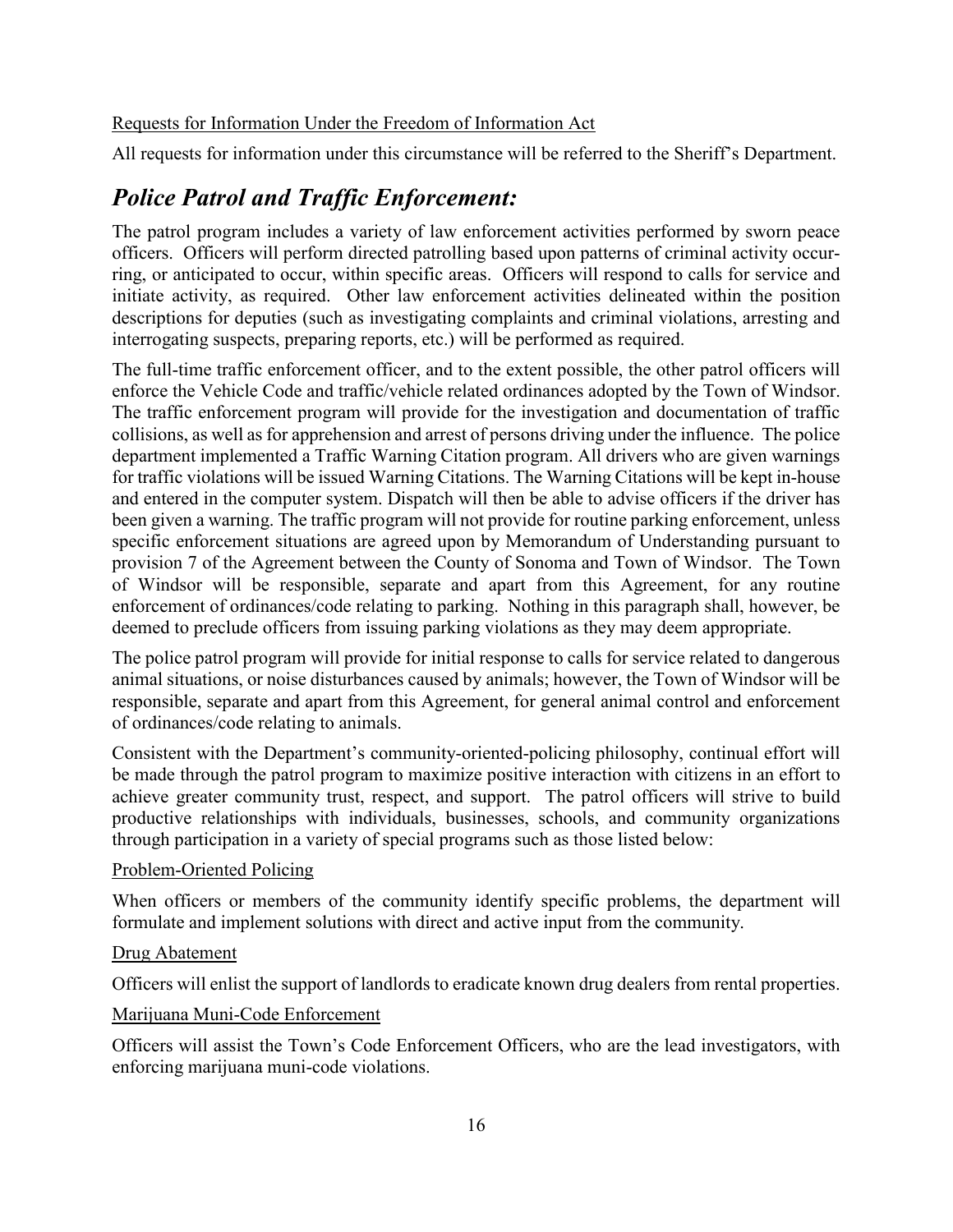Requests for Information Under the Freedom of Information Act

All requests for information under this circumstance will be referred to the Sheriff's Department.

## *Police Patrol and Traffic Enforcement:*

The patrol program includes a variety of law enforcement activities performed by sworn peace officers. Officers will perform directed patrolling based upon patterns of criminal activity occurring, or anticipated to occur, within specific areas. Officers will respond to calls for service and initiate activity, as required. Other law enforcement activities delineated within the position descriptions for deputies (such as investigating complaints and criminal violations, arresting and interrogating suspects, preparing reports, etc.) will be performed as required.

The full-time traffic enforcement officer, and to the extent possible, the other patrol officers will enforce the Vehicle Code and traffic/vehicle related ordinances adopted by the Town of Windsor. The traffic enforcement program will provide for the investigation and documentation of traffic collisions, as well as for apprehension and arrest of persons driving under the influence. The police department implemented a Traffic Warning Citation program. All drivers who are given warnings for traffic violations will be issued Warning Citations. The Warning Citations will be kept in-house and entered in the computer system. Dispatch will then be able to advise officers if the driver has been given a warning. The traffic program will not provide for routine parking enforcement, unless specific enforcement situations are agreed upon by Memorandum of Understanding pursuant to provision 7 of the Agreement between the County of Sonoma and Town of Windsor. The Town of Windsor will be responsible, separate and apart from this Agreement, for any routine enforcement of ordinances/code relating to parking. Nothing in this paragraph shall, however, be deemed to preclude officers from issuing parking violations as they may deem appropriate.

The police patrol program will provide for initial response to calls for service related to dangerous animal situations, or noise disturbances caused by animals; however, the Town of Windsor will be responsible, separate and apart from this Agreement, for general animal control and enforcement of ordinances/code relating to animals.

Consistent with the Department's community-oriented-policing philosophy, continual effort will be made through the patrol program to maximize positive interaction with citizens in an effort to achieve greater community trust, respect, and support. The patrol officers will strive to build productive relationships with individuals, businesses, schools, and community organizations through participation in a variety of special programs such as those listed below:

Problem-Oriented Policing

When officers or members of the community identify specific problems, the department will formulate and implement solutions with direct and active input from the community.

Drug Abatement

Officers will enlist the support of landlords to eradicate known drug dealers from rental properties.

Marijuana Muni-Code Enforcement

Officers will assist the Town's Code Enforcement Officers, who are the lead investigators, with enforcing marijuana muni-code violations.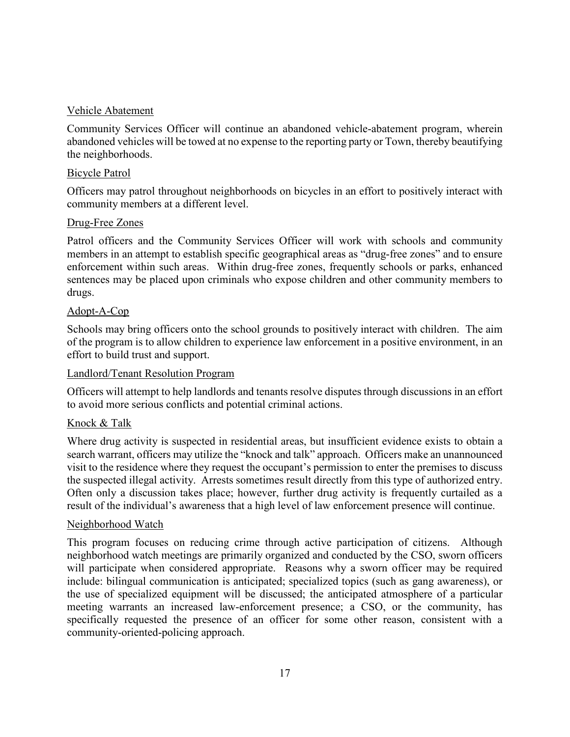### Vehicle Abatement

Community Services Officer will continue an abandoned vehicle-abatement program, wherein abandoned vehicles will be towed at no expense to the reporting party or Town, thereby beautifying the neighborhoods.

### Bicycle Patrol

Officers may patrol throughout neighborhoods on bicycles in an effort to positively interact with community members at a different level.

### Drug-Free Zones

Patrol officers and the Community Services Officer will work with schools and community members in an attempt to establish specific geographical areas as "drug-free zones" and to ensure enforcement within such areas. Within drug-free zones, frequently schools or parks, enhanced sentences may be placed upon criminals who expose children and other community members to drugs.

### Adopt-A-Cop

Schools may bring officers onto the school grounds to positively interact with children. The aim of the program is to allow children to experience law enforcement in a positive environment, in an effort to build trust and support.

### Landlord/Tenant Resolution Program

Officers will attempt to help landlords and tenants resolve disputes through discussions in an effort to avoid more serious conflicts and potential criminal actions.

### Knock & Talk

Where drug activity is suspected in residential areas, but insufficient evidence exists to obtain a search warrant, officers may utilize the "knock and talk" approach. Officers make an unannounced visit to the residence where they request the occupant's permission to enter the premises to discuss the suspected illegal activity. Arrests sometimes result directly from this type of authorized entry. Often only a discussion takes place; however, further drug activity is frequently curtailed as a result of the individual's awareness that a high level of law enforcement presence will continue.

### Neighborhood Watch

This program focuses on reducing crime through active participation of citizens. Although neighborhood watch meetings are primarily organized and conducted by the CSO, sworn officers will participate when considered appropriate. Reasons why a sworn officer may be required include: bilingual communication is anticipated; specialized topics (such as gang awareness), or the use of specialized equipment will be discussed; the anticipated atmosphere of a particular meeting warrants an increased law-enforcement presence; a CSO, or the community, has specifically requested the presence of an officer for some other reason, consistent with a community-oriented-policing approach.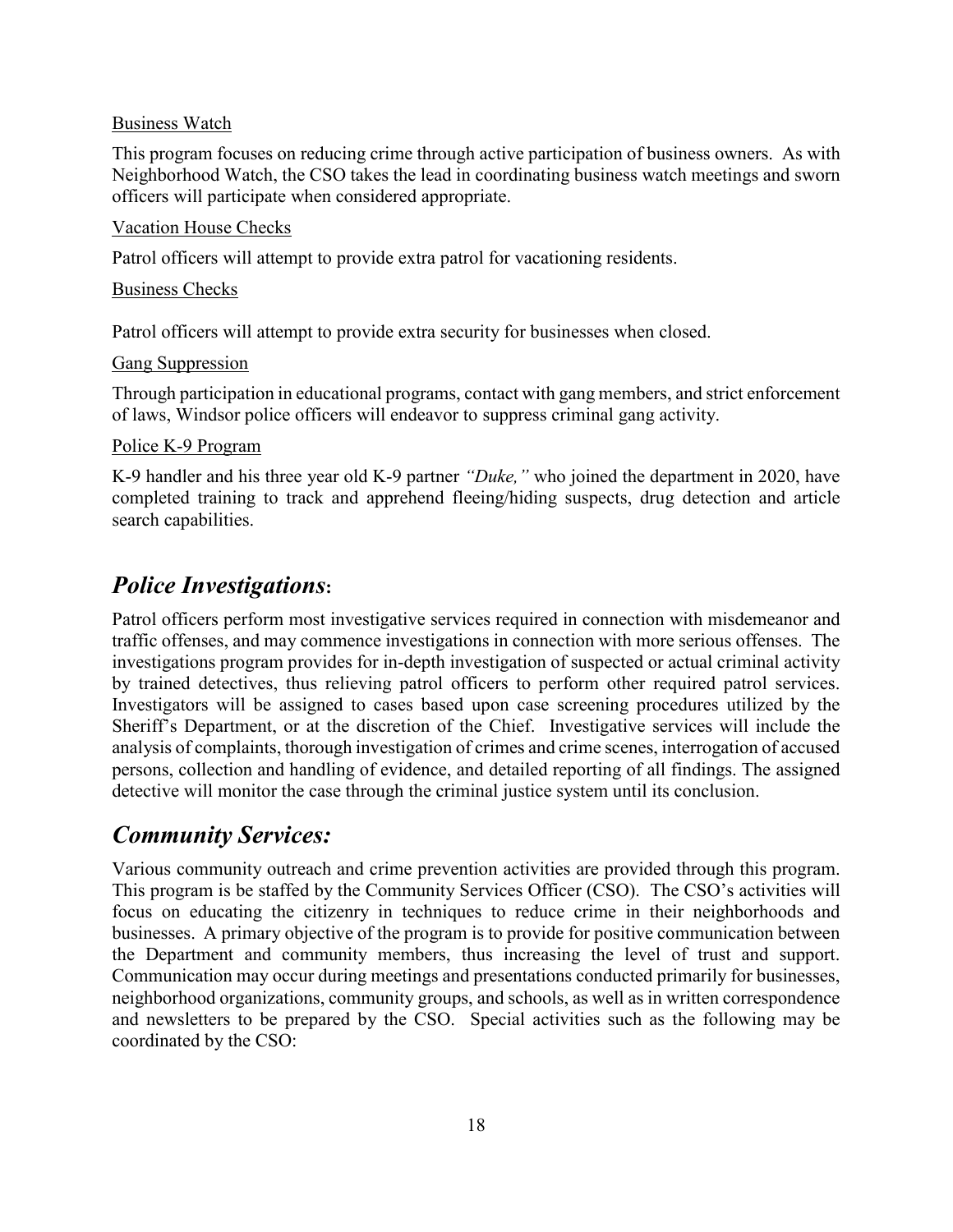Business Watch

This program focuses on reducing crime through active participation of business owners. As with Neighborhood Watch, the CSO takes the lead in coordinating business watch meetings and sworn officers will participate when considered appropriate.

Vacation House Checks

Patrol officers will attempt to provide extra patrol for vacationing residents.

Business Checks

Patrol officers will attempt to provide extra security for businesses when closed.

Gang Suppression

Through participation in educational programs, contact with gang members, and strict enforcement of laws, Windsor police officers will endeavor to suppress criminal gang activity.

Police K-9 Program

K-9 handler and his three year old K-9 partner *"Duke,"* who joined the department in 2020, have completed training to track and apprehend fleeing/hiding suspects, drug detection and article search capabilities.

## *Police Investigations*:

Patrol officers perform most investigative services required in connection with misdemeanor and traffic offenses, and may commence investigations in connection with more serious offenses. The investigations program provides for in-depth investigation of suspected or actual criminal activity by trained detectives, thus relieving patrol officers to perform other required patrol services. Investigators will be assigned to cases based upon case screening procedures utilized by the Sheriff's Department, or at the discretion of the Chief. Investigative services will include the analysis of complaints, thorough investigation of crimes and crime scenes, interrogation of accused persons, collection and handling of evidence, and detailed reporting of all findings. The assigned detective will monitor the case through the criminal justice system until its conclusion.

## *Community Services:*

Various community outreach and crime prevention activities are provided through this program. This program is be staffed by the Community Services Officer (CSO). The CSO's activities will focus on educating the citizenry in techniques to reduce crime in their neighborhoods and businesses. A primary objective of the program is to provide for positive communication between the Department and community members, thus increasing the level of trust and support. Communication may occur during meetings and presentations conducted primarily for businesses, neighborhood organizations, community groups, and schools, as well as in written correspondence and newsletters to be prepared by the CSO. Special activities such as the following may be coordinated by the CSO: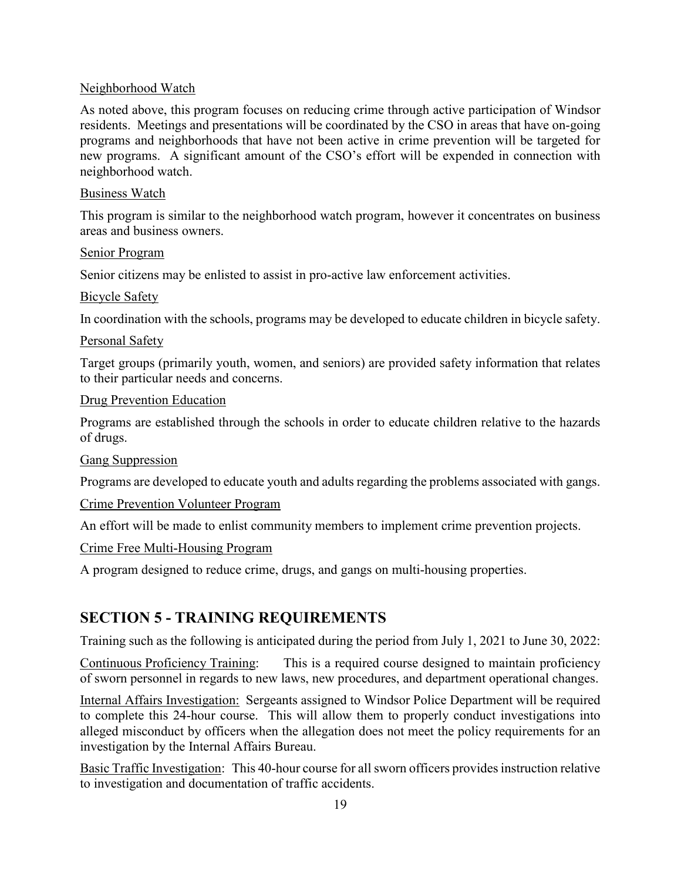Neighborhood Watch

As noted above, this program focuses on reducing crime through active participation of Windsor residents. Meetings and presentations will be coordinated by the CSO in areas that have on-going programs and neighborhoods that have not been active in crime prevention will be targeted for new programs. A significant amount of the CSO's effort will be expended in connection with neighborhood watch.

Business Watch

This program is similar to the neighborhood watch program, however it concentrates on business areas and business owners.

Senior Program

Senior citizens may be enlisted to assist in pro-active law enforcement activities.

Bicycle Safety

In coordination with the schools, programs may be developed to educate children in bicycle safety.

Personal Safety

Target groups (primarily youth, women, and seniors) are provided safety information that relates to their particular needs and concerns.

Drug Prevention Education

Programs are established through the schools in order to educate children relative to the hazards of drugs.

Gang Suppression

Programs are developed to educate youth and adults regarding the problems associated with gangs.

Crime Prevention Volunteer Program

An effort will be made to enlist community members to implement crime prevention projects.

Crime Free Multi-Housing Program

A program designed to reduce crime, drugs, and gangs on multi-housing properties.

## SECTION 5 - TRAINING REQUIREMENTS

Training such as the following is anticipated during the period from July 1, 2021 to June 30, 2022:

Continuous Proficiency Training: This is a required course designed to maintain proficiency of sworn personnel in regards to new laws, new procedures, and department operational changes.

Internal Affairs Investigation: Sergeants assigned to Windsor Police Department will be required to complete this 24-hour course. This will allow them to properly conduct investigations into alleged misconduct by officers when the allegation does not meet the policy requirements for an investigation by the Internal Affairs Bureau.

Basic Traffic Investigation: This 40-hour course for all sworn officers provides instruction relative to investigation and documentation of traffic accidents.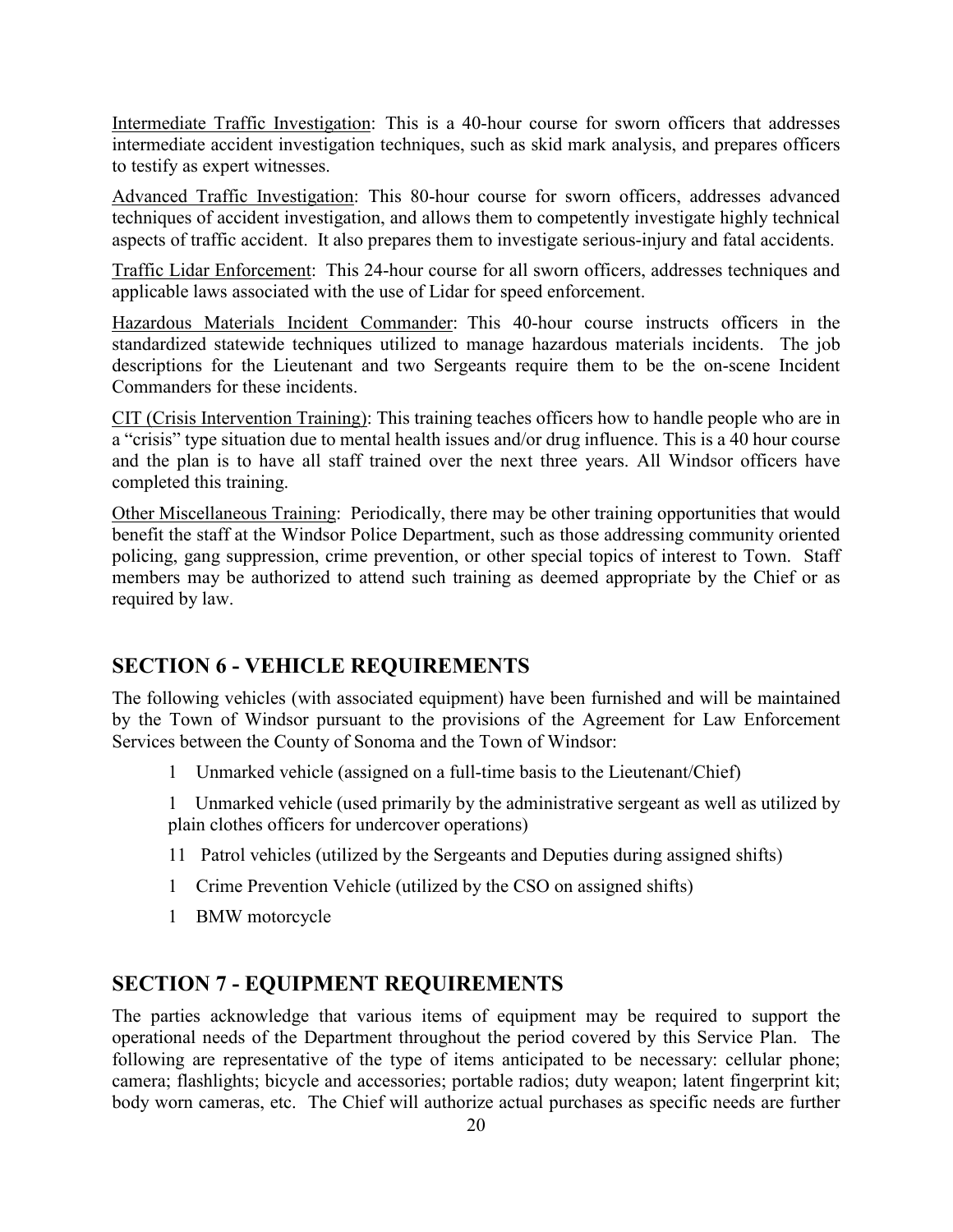Intermediate Traffic Investigation: This is a 40-hour course for sworn officers that addresses intermediate accident investigation techniques, such as skid mark analysis, and prepares officers to testify as expert witnesses.

Advanced Traffic Investigation: This 80-hour course for sworn officers, addresses advanced techniques of accident investigation, and allows them to competently investigate highly technical aspects of traffic accident. It also prepares them to investigate serious-injury and fatal accidents.

Traffic Lidar Enforcement: This 24-hour course for all sworn officers, addresses techniques and applicable laws associated with the use of Lidar for speed enforcement.

Hazardous Materials Incident Commander: This 40-hour course instructs officers in the standardized statewide techniques utilized to manage hazardous materials incidents. The job descriptions for the Lieutenant and two Sergeants require them to be the on-scene Incident Commanders for these incidents.

CIT (Crisis Intervention Training): This training teaches officers how to handle people who are in a "crisis" type situation due to mental health issues and/or drug influence. This is a 40 hour course and the plan is to have all staff trained over the next three years. All Windsor officers have completed this training.

Other Miscellaneous Training: Periodically, there may be other training opportunities that would benefit the staff at the Windsor Police Department, such as those addressing community oriented policing, gang suppression, crime prevention, or other special topics of interest to Town. Staff members may be authorized to attend such training as deemed appropriate by the Chief or as required by law.

## SECTION 6 - VEHICLE REQUIREMENTS

The following vehicles (with associated equipment) have been furnished and will be maintained by the Town of Windsor pursuant to the provisions of the Agreement for Law Enforcement Services between the County of Sonoma and the Town of Windsor:

- 1 Unmarked vehicle (assigned on a full-time basis to the Lieutenant/Chief)
- 1 Unmarked vehicle (used primarily by the administrative sergeant as well as utilized by plain clothes officers for undercover operations)
- 11 Patrol vehicles (utilized by the Sergeants and Deputies during assigned shifts)
- 1 Crime Prevention Vehicle (utilized by the CSO on assigned shifts)
- 1 BMW motorcycle

## SECTION 7 - EQUIPMENT REQUIREMENTS

The parties acknowledge that various items of equipment may be required to support the operational needs of the Department throughout the period covered by this Service Plan. The following are representative of the type of items anticipated to be necessary: cellular phone; camera; flashlights; bicycle and accessories; portable radios; duty weapon; latent fingerprint kit; body worn cameras, etc. The Chief will authorize actual purchases as specific needs are further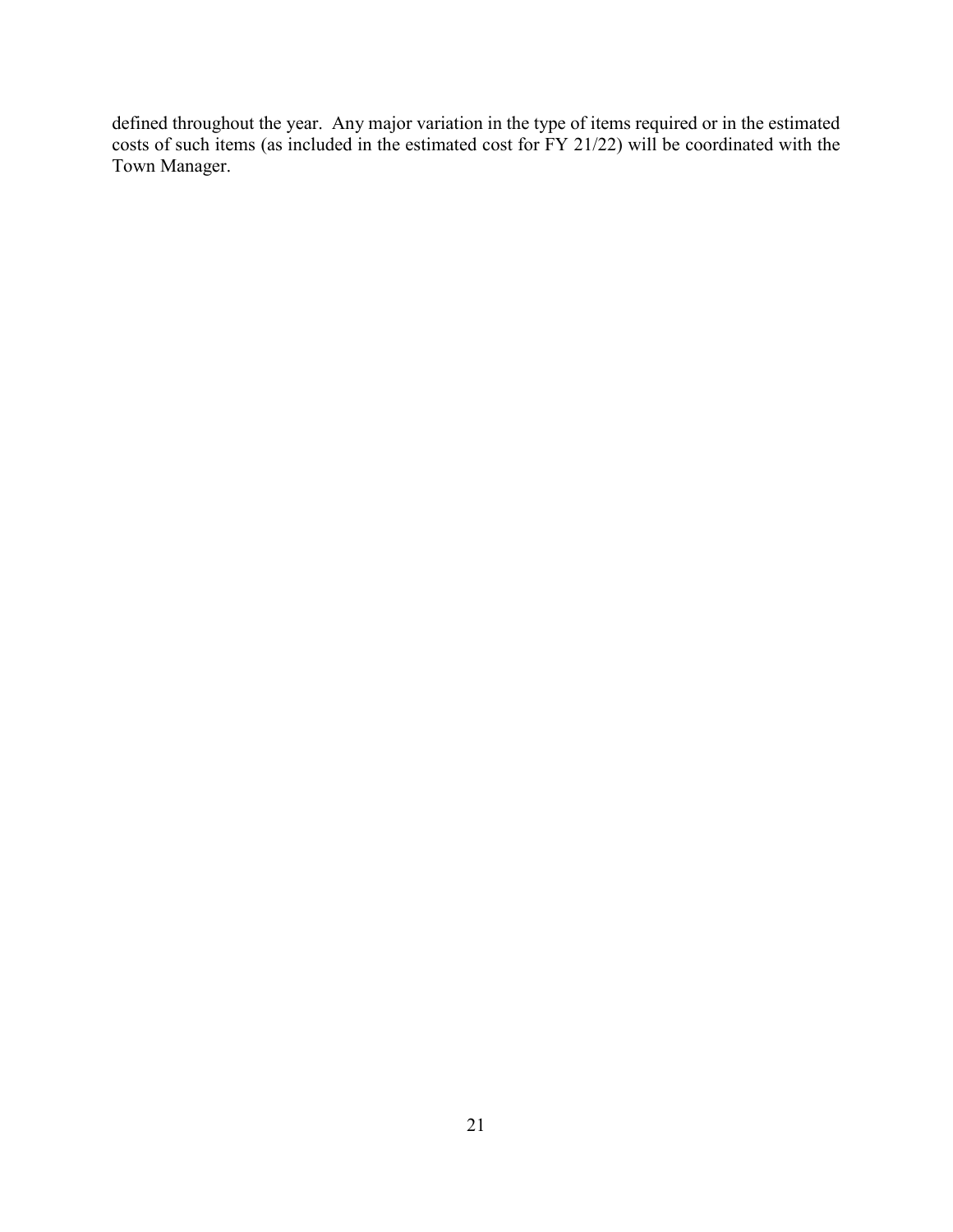defined throughout the year. Any major variation in the type of items required or in the estimated costs of such items (as included in the estimated cost for FY 21/22) will be coordinated with the Town Manager.